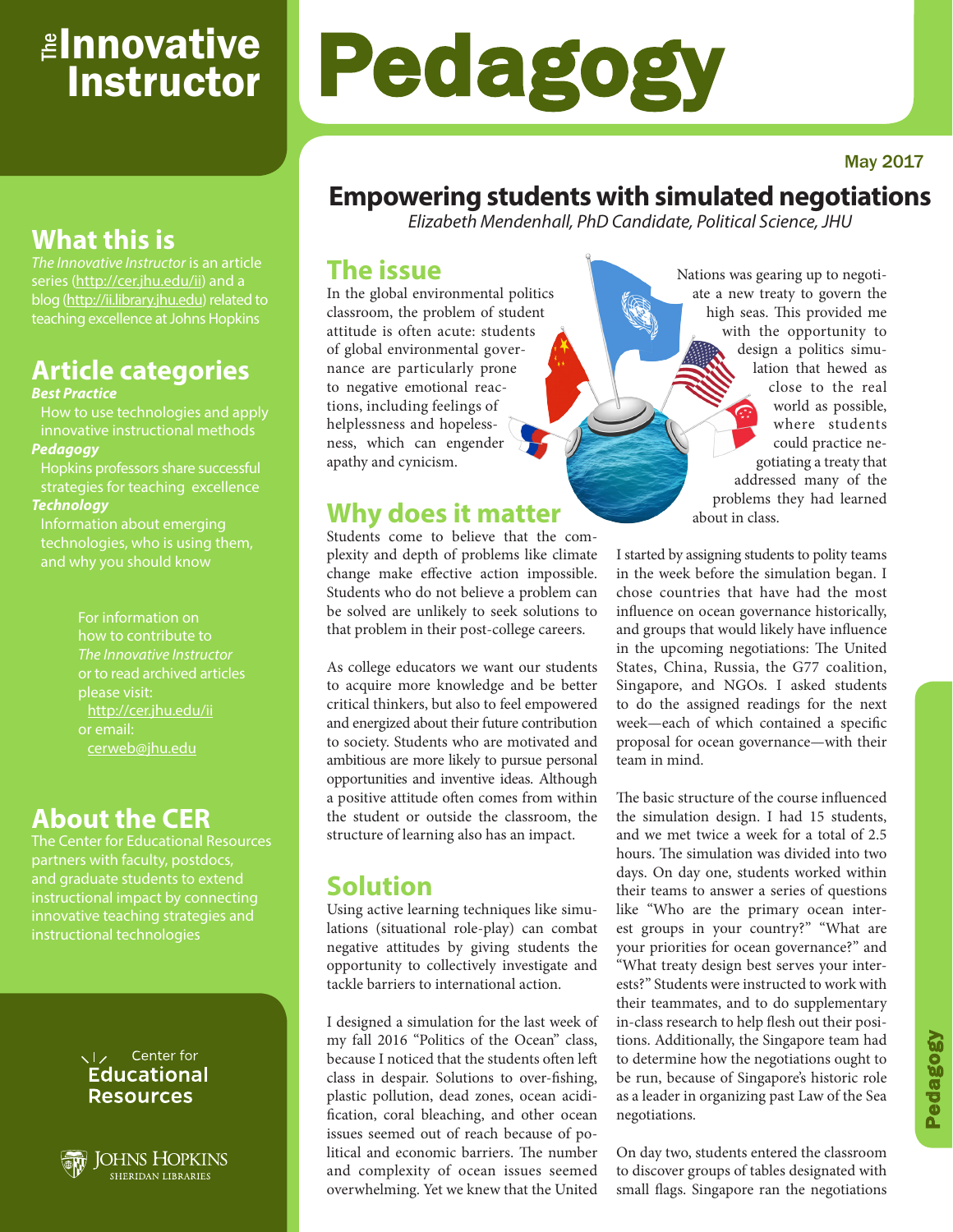# The Innovative Instructor

# Pedagogy

May 2017

## What this is

*The Innovative Instructor* is an article series (http://cer.jhu.edu/ii) and a blog (http://ii.library.jhu.edu) related to teaching excellence at Johns Hopkins

## Article categories

***Best Practice***

How to use technologies and apply innovative instructional methods

***Pedagogy***

Hopkins professors share successful strategies for teaching excellence

***Technology***

Information about emerging technologies, who is using them, and why you should know

For information on how to contribute to *The Innovative Instructor* or to read archived articles please visit: http://cer.jhu.edu/ii or email: cerweb@jhu.edu

## About the CER

The Center for Educational Resources partners with faculty, postdocs, and graduate students to extend instructional impact by connecting innovative teaching strategies and instructional technologies

Center for Educational Resources

Johns Hopkins Sheridan Libraries

# Empowering students with simulated negotiations

*Elizabeth Mendenhall, PhD Candidate, Political Science, JHU*

## The issue

In the global environmental politics classroom, the problem of student attitude is often acute: students of global environmental governance are particularly prone to negative emotional reactions, including feelings of helplessness and hopelessness, which can engender apathy and cynicism.

## Why does it matter

Students come to believe that the complexity and depth of problems like climate change make effective action impossible. Students who do not believe a problem can be solved are unlikely to seek solutions to that problem in their post-college careers.

As college educators we want our students to acquire more knowledge and be better critical thinkers, but also to feel empowered and energized about their future contribution to society. Students who are motivated and ambitious are more likely to pursue personal opportunities and inventive ideas. Although a positive attitude often comes from within the student or outside the classroom, the structure of learning also has an impact.

## Solution

Using active learning techniques like simulations (situational role-play) can combat negative attitudes by giving students the opportunity to collectively investigate and tackle barriers to international action.

I designed a simulation for the last week of my fall 2016 "Politics of the Ocean" class, because I noticed that the students often left class in despair. Solutions to over-fishing, plastic pollution, dead zones, ocean acidification, coral bleaching, and other ocean issues seemed out of reach because of political and economic barriers. The number and complexity of ocean issues seemed overwhelming. Yet we knew that the United Nations was gearing up to negotiate a new treaty to govern the high seas. This provided me with the opportunity to design a politics simulation that hewed as close to the real world as possible, where students could practice negotiating a treaty that addressed many of the problems they had learned about in class.

I started by assigning students to polity teams in the week before the simulation began. I chose countries that have had the most influence on ocean governance historically, and groups that would likely have influence in the upcoming negotiations: The United States, China, Russia, the G77 coalition, Singapore, and NGOs. I asked students to do the assigned readings for the next week—each of which contained a specific proposal for ocean governance—with their team in mind.

The basic structure of the course influenced the simulation design. I had 15 students, and we met twice a week for a total of 2.5 hours. The simulation was divided into two days. On day one, students worked within their teams to answer a series of questions like "Who are the primary ocean interest groups in your country?" "What are your priorities for ocean governance?" and "What treaty design best serves your interests?" Students were instructed to work with their teammates, and to do supplementary in-class research to help flesh out their positions. Additionally, the Singapore team had to determine how the negotiations ought to be run, because of Singapore's historic role as a leader in organizing past Law of the Sea negotiations.

On day two, students entered the classroom to discover groups of tables designated with small flags. Singapore ran the negotiations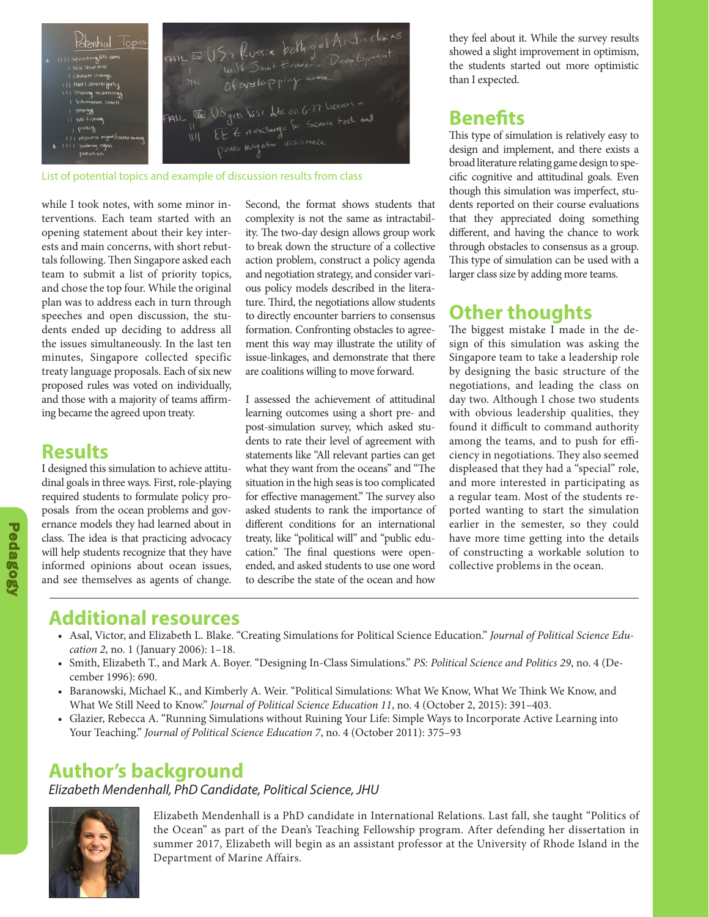List of potential topics and example of discussion results from class

while I took notes, with some minor interventions. Each team started with an opening statement about their key interests and main concerns, with short rebuttals following. Then Singapore asked each team to submit a list of priority topics, and chose the top four. While the original plan was to address each in turn through speeches and open discussion, the students ended up deciding to address all the issues simultaneously. In the last ten minutes, Singapore collected specific treaty language proposals. Each of six new proposed rules was voted on individually, and those with a majority of teams affirming became the agreed upon treaty.

## Results

I designed this simulation to achieve attitudinal goals in three ways. First, role-playing required students to formulate policy proposals from the ocean problems and governance models they had learned about in class. The idea is that practicing advocacy will help students recognize that they have informed opinions about ocean issues, and see themselves as agents of change. Second, the format shows students that complexity is not the same as intractability. The two-day design allows group work to break down the structure of a collective action problem, construct a policy agenda and negotiation strategy, and consider various policy models described in the literature. Third, the negotiations allow students to directly encounter barriers to consensus formation. Confronting obstacles to agreement this way may illustrate the utility of issue-linkages, and demonstrate that there are coalitions willing to move forward.

I assessed the achievement of attitudinal learning outcomes using a short pre- and post-simulation survey, which asked students to rate their level of agreement with statements like "All relevant parties can get what they want from the oceans" and "The situation in the high seas is too complicated for effective management." The survey also asked students to rank the importance of different conditions for an international treaty, like "political will" and "public education." The final questions were open-ended, and asked students to use one word to describe the state of the ocean and how they feel about it. While the survey results showed a slight improvement in optimism, the students started out more optimistic than I expected.

## Benefits

This type of simulation is relatively easy to design and implement, and there exists a broad literature relating game design to specific cognitive and attitudinal goals. Even though this simulation was imperfect, students reported on their course evaluations that they appreciated doing something different, and having the chance to work through obstacles to consensus as a group. This type of simulation can be used with a larger class size by adding more teams.

## Other thoughts

The biggest mistake I made in the design of this simulation was asking the Singapore team to take a leadership role by designing the basic structure of the negotiations, and leading the class on day two. Although I chose two students with obvious leadership qualities, they found it difficult to command authority among the teams, and to push for efficiency in negotiations. They also seemed displeased that they had a "special" role, and more interested in participating as a regular team. Most of the students reported wanting to start the simulation earlier in the semester, so they could have more time getting into the details of constructing a workable solution to collective problems in the ocean.

## Additional resources

- Asal, Victor, and Elizabeth L. Blake. "Creating Simulations for Political Science Education." *Journal of Political Science Education 2*, no. 1 (January 2006): 1–18.
- Smith, Elizabeth T., and Mark A. Boyer. "Designing In-Class Simulations." *PS: Political Science and Politics 29*, no. 4 (December 1996): 690.
- Baranowski, Michael K., and Kimberly A. Weir. "Political Simulations: What We Know, What We Think We Know, and What We Still Need to Know." *Journal of Political Science Education 11*, no. 4 (October 2, 2015): 391–403.
- Glazier, Rebecca A. "Running Simulations without Ruining Your Life: Simple Ways to Incorporate Active Learning into Your Teaching." *Journal of Political Science Education 7*, no. 4 (October 2011): 375–93

## Author's background

*Elizabeth Mendenhall, PhD Candidate, Political Science, JHU*

Elizabeth Mendenhall is a PhD candidate in International Relations. Last fall, she taught "Politics of the Ocean" as part of the Dean's Teaching Fellowship program. After defending her dissertation in summer 2017, Elizabeth will begin as an assistant professor at the University of Rhode Island in the Department of Marine Affairs.